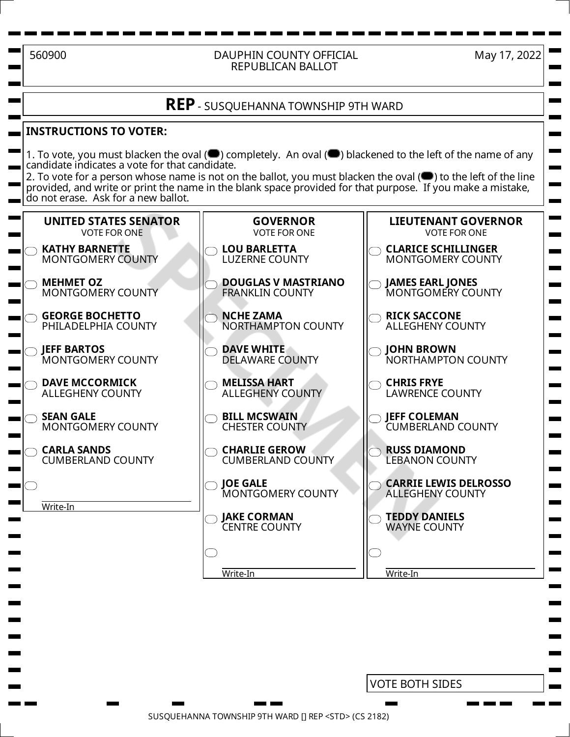560900

DAUPHIN COUNTY OFFICIAL
REPUBLICAN BALLOT

May 17, 2022

# **REP** - SUSQUEHANNA TOWNSHIP 9TH WARD

**INSTRUCTIONS TO VOTER:**

1. To vote, you must blacken the oval (⬬) completely. An oval (⬬) blackened to the left of the name of any candidate indicates a vote for that candidate.
2. To vote for a person whose name is not on the ballot, you must blacken the oval (⬬) to the left of the line provided, and write or print the name in the blank space provided for that purpose. If you make a mistake, do not erase. Ask for a new ballot.

## UNITED STATES SENATOR
VOTE FOR ONE

- ⬭ **KATHY BARNETTE** MONTGOMERY COUNTY
- ⬭ **MEHMET OZ** MONTGOMERY COUNTY
- ⬭ **GEORGE BOCHETTO** PHILADELPHIA COUNTY
- ⬭ **JEFF BARTOS** MONTGOMERY COUNTY
- ⬭ **DAVE MCCORMICK** ALLEGHENY COUNTY
- ⬭ **SEAN GALE** MONTGOMERY COUNTY
- ⬭ **CARLA SANDS** CUMBERLAND COUNTY
- ⬭ ____________ Write-In

## GOVERNOR
VOTE FOR ONE

- ⬭ **LOU BARLETTA** LUZERNE COUNTY
- ⬭ **DOUGLAS V MASTRIANO** FRANKLIN COUNTY
- ⬭ **NCHE ZAMA** NORTHAMPTON COUNTY
- ⬭ **DAVE WHITE** DELAWARE COUNTY
- ⬭ **MELISSA HART** ALLEGHENY COUNTY
- ⬭ **BILL MCSWAIN** CHESTER COUNTY
- ⬭ **CHARLIE GEROW** CUMBERLAND COUNTY
- ⬭ **JOE GALE** MONTGOMERY COUNTY
- ⬭ **JAKE CORMAN** CENTRE COUNTY
- ⬭ ____________ Write-In

## LIEUTENANT GOVERNOR
VOTE FOR ONE

- ⬭ **CLARICE SCHILLINGER** MONTGOMERY COUNTY
- ⬭ **JAMES EARL JONES** MONTGOMERY COUNTY
- ⬭ **RICK SACCONE** ALLEGHENY COUNTY
- ⬭ **JOHN BROWN** NORTHAMPTON COUNTY
- ⬭ **CHRIS FRYE** LAWRENCE COUNTY
- ⬭ **JEFF COLEMAN** CUMBERLAND COUNTY
- ⬭ **RUSS DIAMOND** LEBANON COUNTY
- ⬭ **CARRIE LEWIS DELROSSO** ALLEGHENY COUNTY
- ⬭ **TEDDY DANIELS** WAYNE COUNTY
- ⬭ ____________ Write-In

VOTE BOTH SIDES

SUSQUEHANNA TOWNSHIP 9TH WARD [] REP <STD> (CS 2182)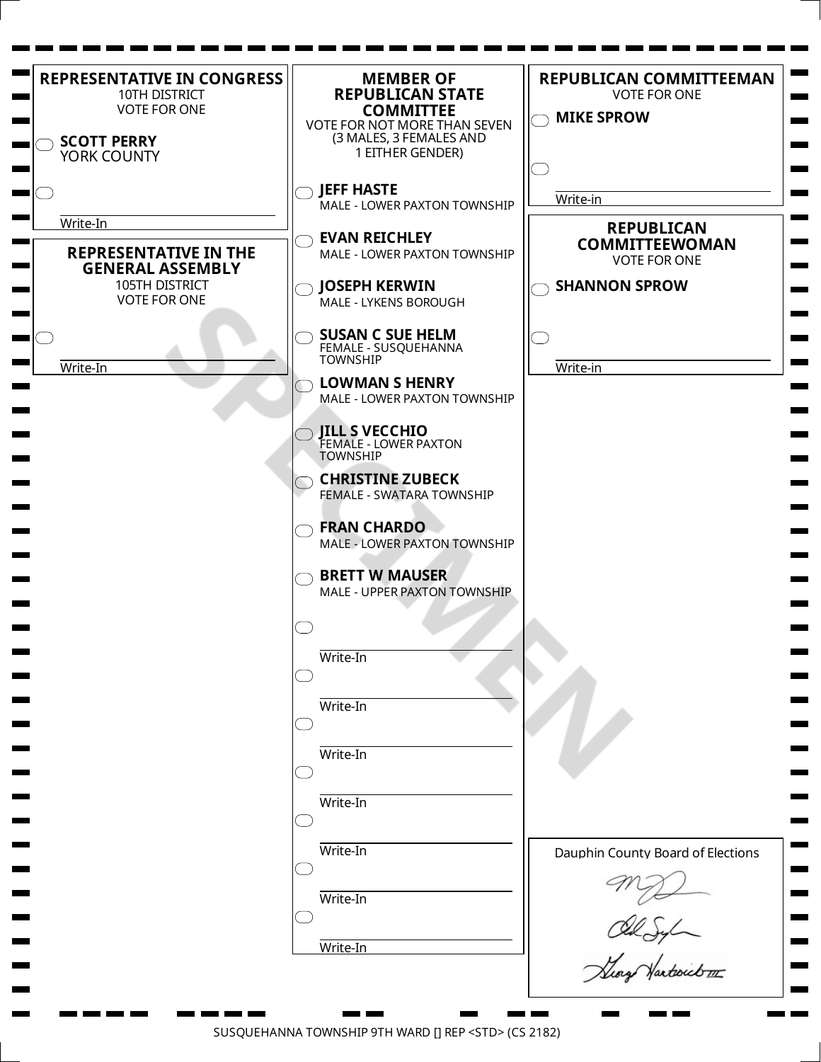## REPRESENTATIVE IN CONGRESS

10TH DISTRICT
VOTE FOR ONE

- SCOTT PERRY
  YORK COUNTY
- Write-In

## REPRESENTATIVE IN THE GENERAL ASSEMBLY

105TH DISTRICT
VOTE FOR ONE

- Write-In

## MEMBER OF REPUBLICAN STATE COMMITTEE

VOTE FOR NOT MORE THAN SEVEN
(3 MALES, 3 FEMALES AND
1 EITHER GENDER)

- JEFF HASTE
  MALE - LOWER PAXTON TOWNSHIP
- EVAN REICHLEY
  MALE - LOWER PAXTON TOWNSHIP
- JOSEPH KERWIN
  MALE - LYKENS BOROUGH
- SUSAN C SUE HELM
  FEMALE - SUSQUEHANNA TOWNSHIP
- LOWMAN S HENRY
  MALE - LOWER PAXTON TOWNSHIP
- JILL S VECCHIO
  FEMALE - LOWER PAXTON TOWNSHIP
- CHRISTINE ZUBECK
  FEMALE - SWATARA TOWNSHIP
- FRAN CHARDO
  MALE - LOWER PAXTON TOWNSHIP
- BRETT W MAUSER
  MALE - UPPER PAXTON TOWNSHIP
- Write-In
- Write-In
- Write-In
- Write-In
- Write-In
- Write-In
- Write-In

## REPUBLICAN COMMITTEEMAN

VOTE FOR ONE

- MIKE SPROW
- Write-in

## REPUBLICAN COMMITTEEWOMAN

VOTE FOR ONE

- SHANNON SPROW
- Write-in

Dauphin County Board of Elections

SPECIMEN

SUSQUEHANNA TOWNSHIP 9TH WARD [] REP <STD> (CS 2182)